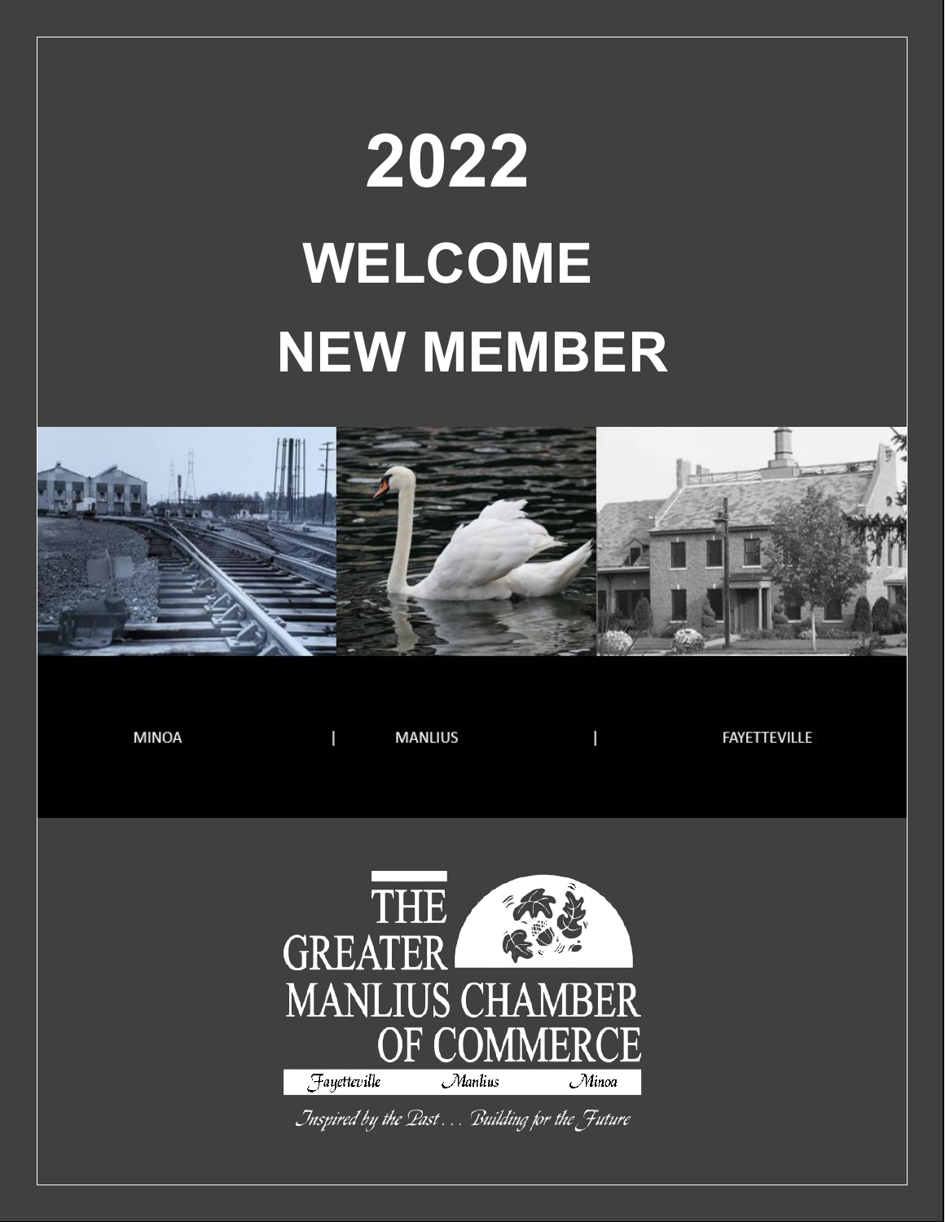# 2022

# WELCOME NEW MEMBER

MINOA | MANLIUS | FAYETTEVILLE

THE GREATER MANLIUS CHAMBER OF COMMERCE

Fayetteville Manlius Minoa

*Inspired by the Past . . . Building for the Future*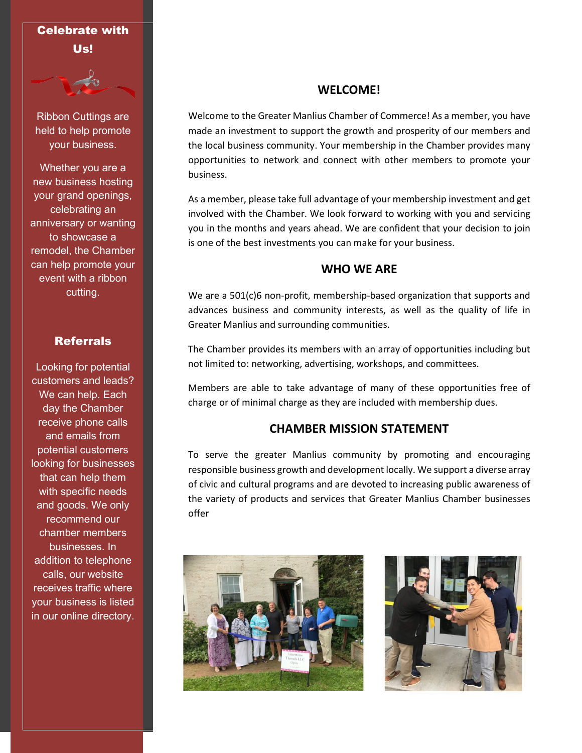## Celebrate with Us!

Ribbon Cuttings are held to help promote your business.

Whether you are a new business hosting your grand openings, celebrating an anniversary or wanting to showcase a remodel, the Chamber can help promote your event with a ribbon cutting.

## Referrals

Looking for potential customers and leads? We can help. Each day the Chamber receive phone calls and emails from potential customers looking for businesses that can help them with specific needs and goods. We only recommend our chamber members businesses. In addition to telephone calls, our website receives traffic where your business is listed in our online directory.

## WELCOME!

Welcome to the Greater Manlius Chamber of Commerce! As a member, you have made an investment to support the growth and prosperity of our members and the local business community. Your membership in the Chamber provides many opportunities to network and connect with other members to promote your business.

As a member, please take full advantage of your membership investment and get involved with the Chamber. We look forward to working with you and servicing you in the months and years ahead. We are confident that your decision to join is one of the best investments you can make for your business.

## WHO WE ARE

We are a 501(c)6 non-profit, membership-based organization that supports and advances business and community interests, as well as the quality of life in Greater Manlius and surrounding communities.

The Chamber provides its members with an array of opportunities including but not limited to: networking, advertising, workshops, and committees.

Members are able to take advantage of many of these opportunities free of charge or of minimal charge as they are included with membership dues.

## CHAMBER MISSION STATEMENT

To serve the greater Manlius community by promoting and encouraging responsible business growth and development locally. We support a diverse array of civic and cultural programs and are devoted to increasing public awareness of the variety of products and services that Greater Manlius Chamber businesses offer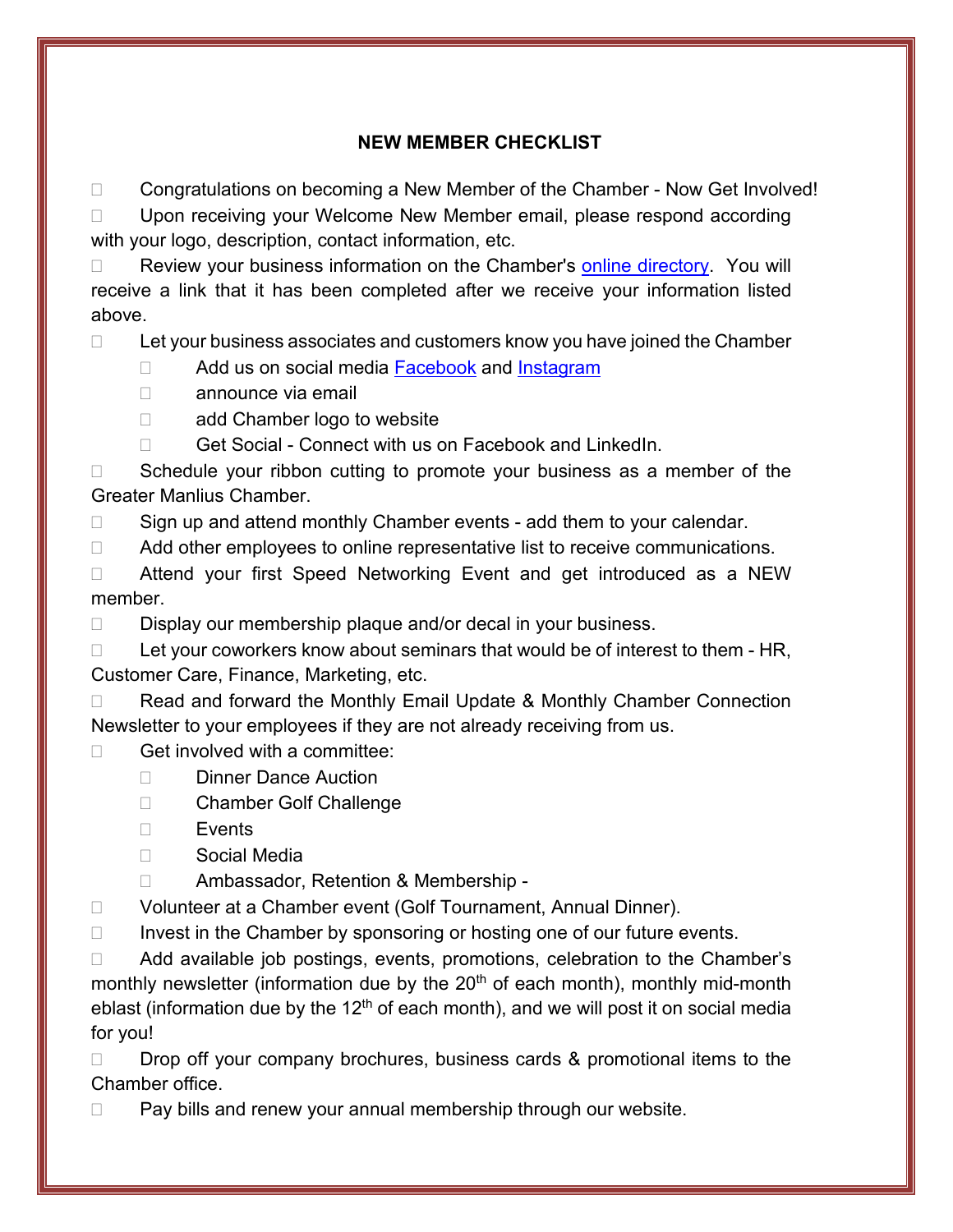## NEW MEMBER CHECKLIST

- [ ] Congratulations on becoming a New Member of the Chamber - Now Get Involved!
- [ ] Upon receiving your Welcome New Member email, please respond according with your logo, description, contact information, etc.
- [ ] Review your business information on the Chamber's online directory. You will receive a link that it has been completed after we receive your information listed above.
- [ ] Let your business associates and customers know you have joined the Chamber
    - [ ] Add us on social media Facebook and Instagram
    - [ ] announce via email
    - [ ] add Chamber logo to website
    - [ ] Get Social - Connect with us on Facebook and LinkedIn.
- [ ] Schedule your ribbon cutting to promote your business as a member of the Greater Manlius Chamber.
- [ ] Sign up and attend monthly Chamber events - add them to your calendar.
- [ ] Add other employees to online representative list to receive communications.
- [ ] Attend your first Speed Networking Event and get introduced as a NEW member.
- [ ] Display our membership plaque and/or decal in your business.
- [ ] Let your coworkers know about seminars that would be of interest to them - HR, Customer Care, Finance, Marketing, etc.
- [ ] Read and forward the Monthly Email Update & Monthly Chamber Connection Newsletter to your employees if they are not already receiving from us.
- [ ] Get involved with a committee:
    - [ ] Dinner Dance Auction
    - [ ] Chamber Golf Challenge
    - [ ] Events
    - [ ] Social Media
    - [ ] Ambassador, Retention & Membership -
- [ ] Volunteer at a Chamber event (Golf Tournament, Annual Dinner).
- [ ] Invest in the Chamber by sponsoring or hosting one of our future events.
- [ ] Add available job postings, events, promotions, celebration to the Chamber's monthly newsletter (information due by the 20th of each month), monthly mid-month eblast (information due by the 12th of each month), and we will post it on social media for you!
- [ ] Drop off your company brochures, business cards & promotional items to the Chamber office.
- [ ] Pay bills and renew your annual membership through our website.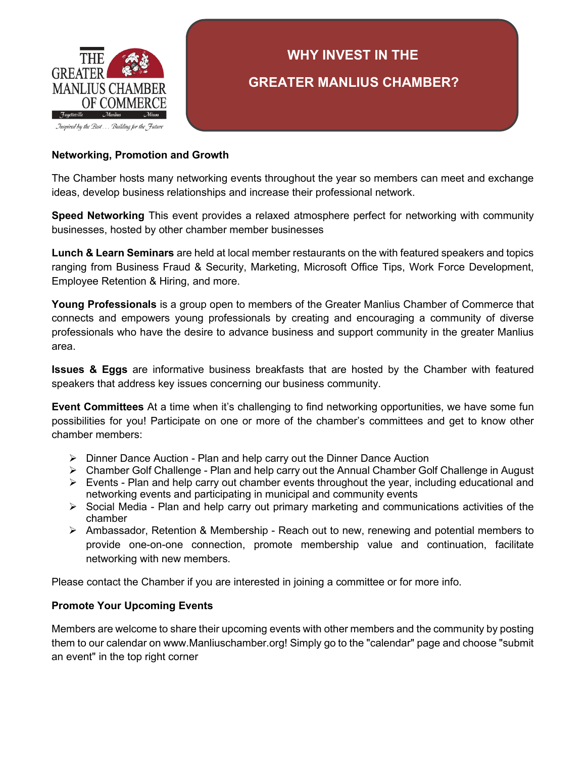THE GREATER MANLIUS CHAMBER OF COMMERCE

Fayetteville Manlius Minoa

*Inspired by the Past . . . Building for the Future*

# WHY INVEST IN THE GREATER MANLIUS CHAMBER?

**Networking, Promotion and Growth**

The Chamber hosts many networking events throughout the year so members can meet and exchange ideas, develop business relationships and increase their professional network.

**Speed Networking** This event provides a relaxed atmosphere perfect for networking with community businesses, hosted by other chamber member businesses

**Lunch & Learn Seminars** are held at local member restaurants on the with featured speakers and topics ranging from Business Fraud & Security, Marketing, Microsoft Office Tips, Work Force Development, Employee Retention & Hiring, and more.

**Young Professionals** is a group open to members of the Greater Manlius Chamber of Commerce that connects and empowers young professionals by creating and encouraging a community of diverse professionals who have the desire to advance business and support community in the greater Manlius area.

**Issues & Eggs** are informative business breakfasts that are hosted by the Chamber with featured speakers that address key issues concerning our business community.

**Event Committees** At a time when it's challenging to find networking opportunities, we have some fun possibilities for you! Participate on one or more of the chamber's committees and get to know other chamber members:

- Dinner Dance Auction - Plan and help carry out the Dinner Dance Auction
- Chamber Golf Challenge - Plan and help carry out the Annual Chamber Golf Challenge in August
- Events - Plan and help carry out chamber events throughout the year, including educational and networking events and participating in municipal and community events
- Social Media - Plan and help carry out primary marketing and communications activities of the chamber
- Ambassador, Retention & Membership - Reach out to new, renewing and potential members to provide one-on-one connection, promote membership value and continuation, facilitate networking with new members.

Please contact the Chamber if you are interested in joining a committee or for more info.

**Promote Your Upcoming Events**

Members are welcome to share their upcoming events with other members and the community by posting them to our calendar on www.Manliuschamber.org! Simply go to the "calendar" page and choose "submit an event" in the top right corner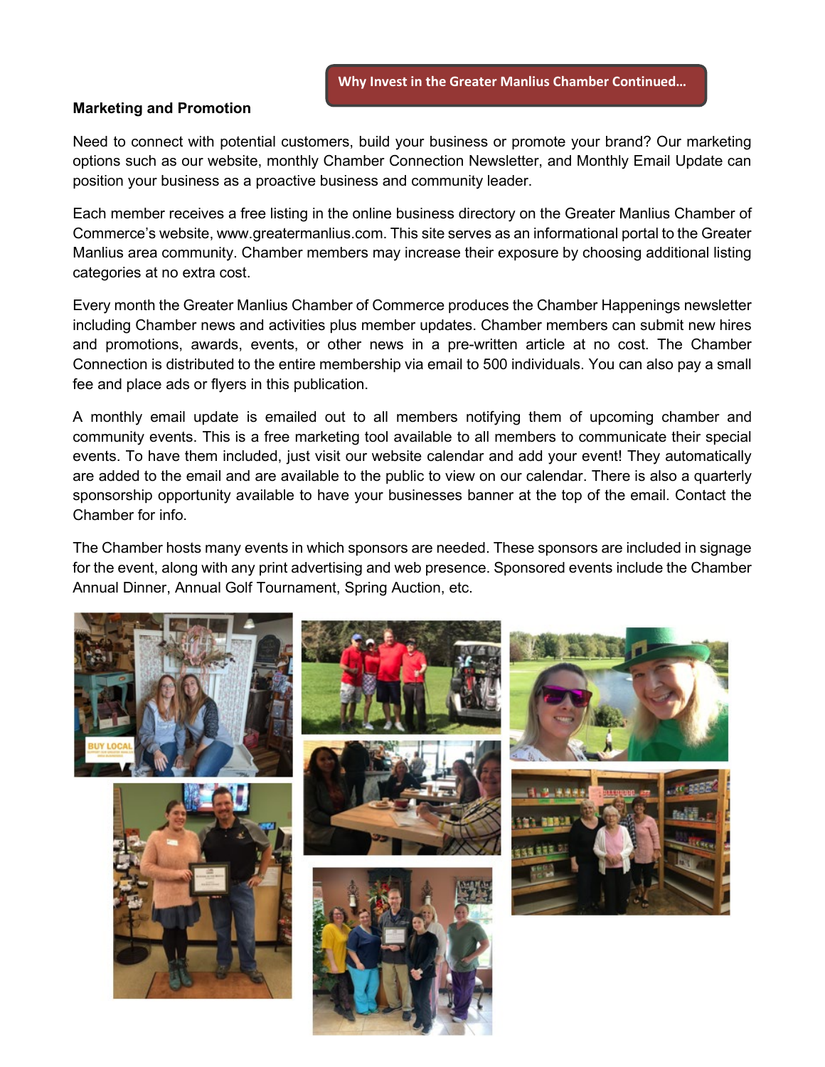**Why Invest in the Greater Manlius Chamber Continued…**

### Marketing and Promotion

Need to connect with potential customers, build your business or promote your brand? Our marketing options such as our website, monthly Chamber Connection Newsletter, and Monthly Email Update can position your business as a proactive business and community leader.

Each member receives a free listing in the online business directory on the Greater Manlius Chamber of Commerce's website, www.greatermanlius.com. This site serves as an informational portal to the Greater Manlius area community. Chamber members may increase their exposure by choosing additional listing categories at no extra cost.

Every month the Greater Manlius Chamber of Commerce produces the Chamber Happenings newsletter including Chamber news and activities plus member updates. Chamber members can submit new hires and promotions, awards, events, or other news in a pre-written article at no cost. The Chamber Connection is distributed to the entire membership via email to 500 individuals. You can also pay a small fee and place ads or flyers in this publication.

A monthly email update is emailed out to all members notifying them of upcoming chamber and community events. This is a free marketing tool available to all members to communicate their special events. To have them included, just visit our website calendar and add your event! They automatically are added to the email and are available to the public to view on our calendar. There is also a quarterly sponsorship opportunity available to have your businesses banner at the top of the email. Contact the Chamber for info.

The Chamber hosts many events in which sponsors are needed. These sponsors are included in signage for the event, along with any print advertising and web presence. Sponsored events include the Chamber Annual Dinner, Annual Golf Tournament, Spring Auction, etc.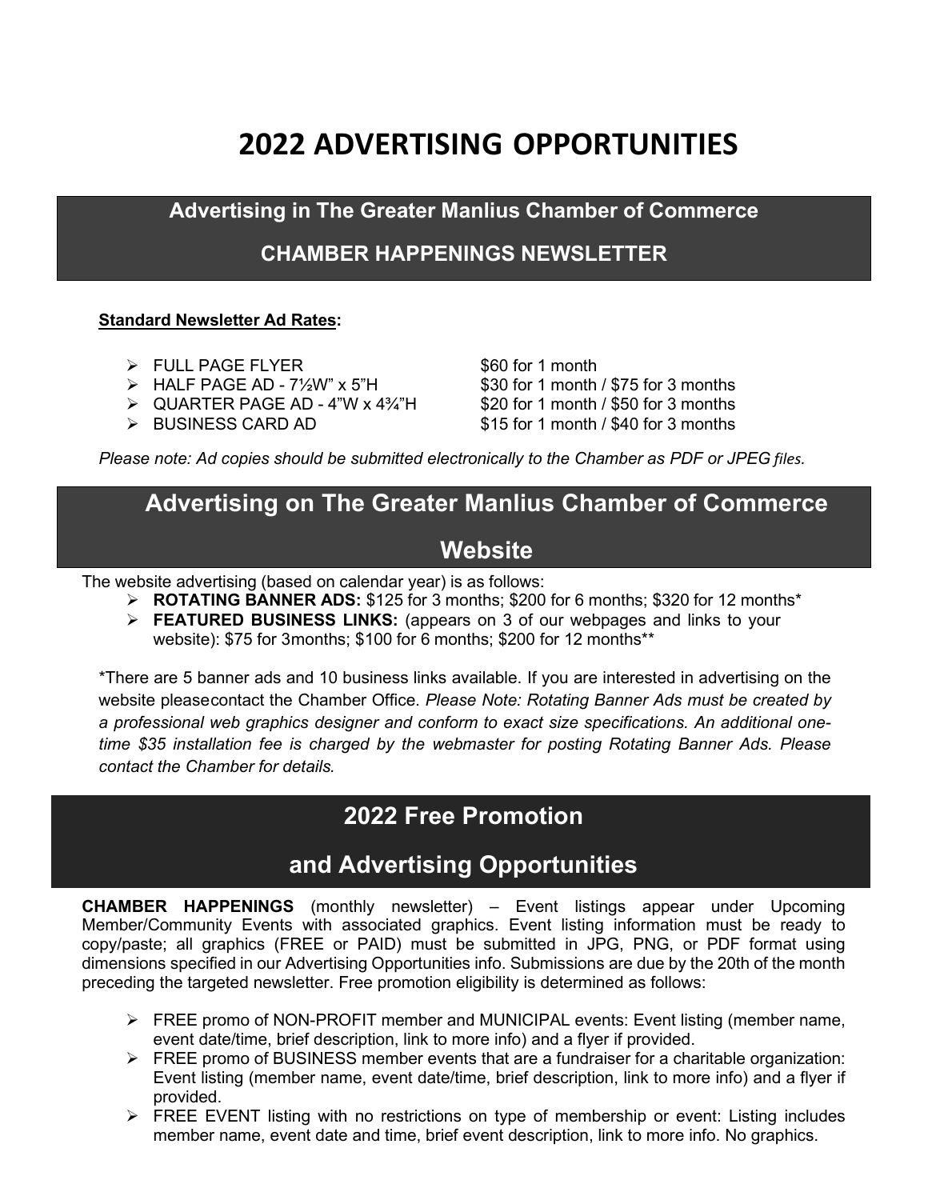# 2022 ADVERTISING OPPORTUNITIES

## Advertising in The Greater Manlius Chamber of Commerce CHAMBER HAPPENINGS NEWSLETTER

**<u>Standard Newsletter Ad Rates</u>:**

- FULL PAGE FLYER — $60 for 1 month
- HALF PAGE AD - 7½W" x 5"H — $30 for 1 month / $75 for 3 months
- QUARTER PAGE AD - 4"W x 4¾"H — $20 for 1 month / $50 for 3 months
- BUSINESS CARD AD — $15 for 1 month / $40 for 3 months

*Please note: Ad copies should be submitted electronically to the Chamber as PDF or JPEG files.*

## Advertising on The Greater Manlius Chamber of Commerce Website

The website advertising (based on calendar year) is as follows:

- **ROTATING BANNER ADS:** $125 for 3 months; $200 for 6 months; $320 for 12 months*
- **FEATURED BUSINESS LINKS:** (appears on 3 of our webpages and links to your website): $75 for 3months; $100 for 6 months; $200 for 12 months**

*There are 5 banner ads and 10 business links available. If you are interested in advertising on the website pleasecontact the Chamber Office. *Please Note: Rotating Banner Ads must be created by a professional web graphics designer and conform to exact size specifications. An additional one-time $35 installation fee is charged by the webmaster for posting Rotating Banner Ads. Please contact the Chamber for details.*

## 2022 Free Promotion and Advertising Opportunities

**CHAMBER HAPPENINGS** (monthly newsletter) – Event listings appear under Upcoming Member/Community Events with associated graphics. Event listing information must be ready to copy/paste; all graphics (FREE or PAID) must be submitted in JPG, PNG, or PDF format using dimensions specified in our Advertising Opportunities info. Submissions are due by the 20th of the month preceding the targeted newsletter. Free promotion eligibility is determined as follows:

- FREE promo of NON-PROFIT member and MUNICIPAL events: Event listing (member name, event date/time, brief description, link to more info) and a flyer if provided.
- FREE promo of BUSINESS member events that are a fundraiser for a charitable organization: Event listing (member name, event date/time, brief description, link to more info) and a flyer if provided.
- FREE EVENT listing with no restrictions on type of membership or event: Listing includes member name, event date and time, brief event description, link to more info. No graphics.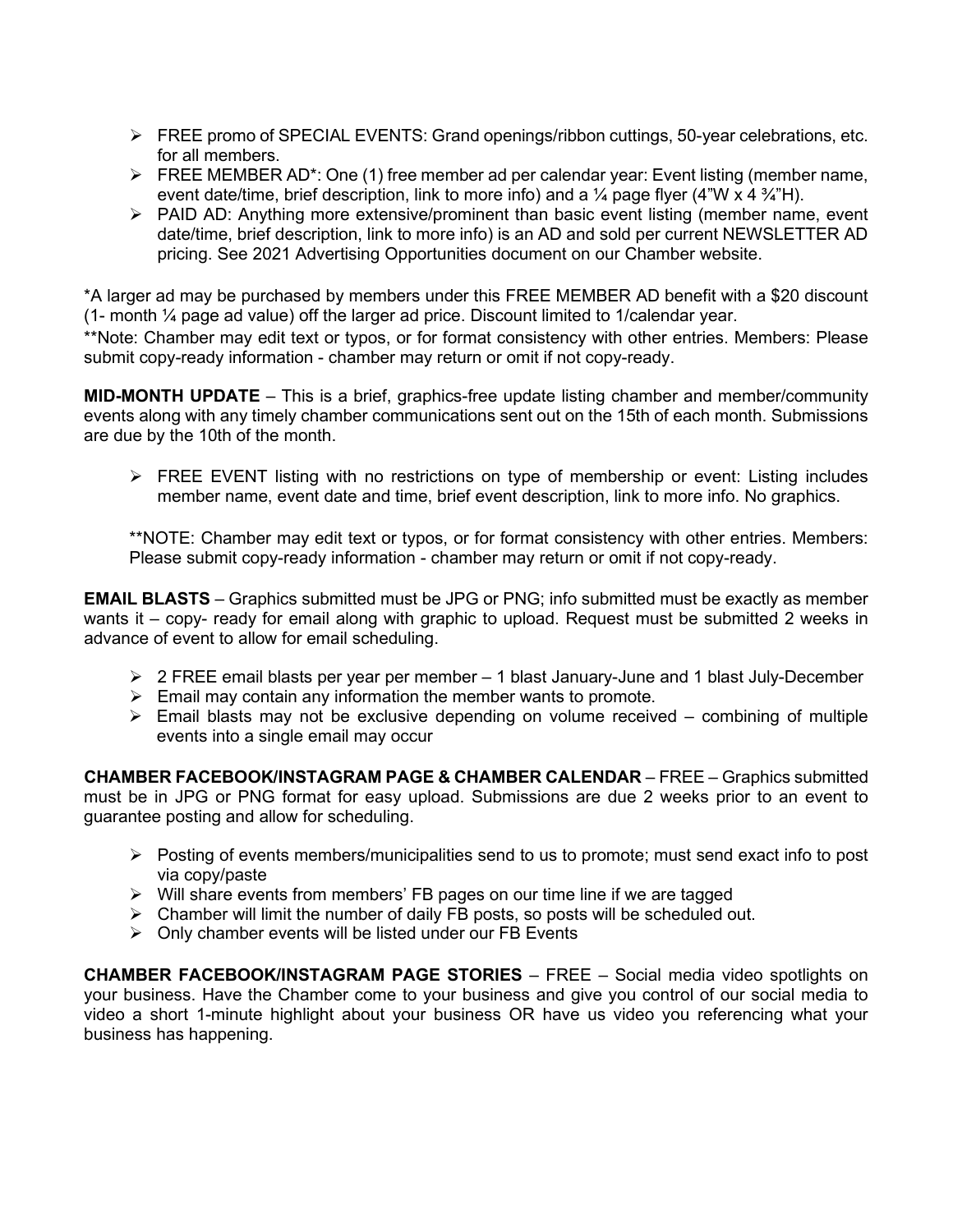- FREE promo of SPECIAL EVENTS: Grand openings/ribbon cuttings, 50-year celebrations, etc. for all members.
- FREE MEMBER AD*: One (1) free member ad per calendar year: Event listing (member name, event date/time, brief description, link to more info) and a ¼ page flyer (4"W x 4 ¾"H).
- PAID AD: Anything more extensive/prominent than basic event listing (member name, event date/time, brief description, link to more info) is an AD and sold per current NEWSLETTER AD pricing. See 2021 Advertising Opportunities document on our Chamber website.

*A larger ad may be purchased by members under this FREE MEMBER AD benefit with a $20 discount (1- month ¼ page ad value) off the larger ad price. Discount limited to 1/calendar year.

**Note: Chamber may edit text or typos, or for format consistency with other entries. Members: Please submit copy-ready information - chamber may return or omit if not copy-ready.

**MID-MONTH UPDATE** – This is a brief, graphics-free update listing chamber and member/community events along with any timely chamber communications sent out on the 15th of each month. Submissions are due by the 10th of the month.

- FREE EVENT listing with no restrictions on type of membership or event: Listing includes member name, event date and time, brief event description, link to more info. No graphics.

**NOTE: Chamber may edit text or typos, or for format consistency with other entries. Members: Please submit copy-ready information - chamber may return or omit if not copy-ready.

**EMAIL BLASTS** – Graphics submitted must be JPG or PNG; info submitted must be exactly as member wants it – copy- ready for email along with graphic to upload. Request must be submitted 2 weeks in advance of event to allow for email scheduling.

- 2 FREE email blasts per year per member – 1 blast January-June and 1 blast July-December
- Email may contain any information the member wants to promote.
- Email blasts may not be exclusive depending on volume received – combining of multiple events into a single email may occur

**CHAMBER FACEBOOK/INSTAGRAM PAGE & CHAMBER CALENDAR** – FREE – Graphics submitted must be in JPG or PNG format for easy upload. Submissions are due 2 weeks prior to an event to guarantee posting and allow for scheduling.

- Posting of events members/municipalities send to us to promote; must send exact info to post via copy/paste
- Will share events from members' FB pages on our time line if we are tagged
- Chamber will limit the number of daily FB posts, so posts will be scheduled out.
- Only chamber events will be listed under our FB Events

**CHAMBER FACEBOOK/INSTAGRAM PAGE STORIES** – FREE – Social media video spotlights on your business. Have the Chamber come to your business and give you control of our social media to video a short 1-minute highlight about your business OR have us video you referencing what your business has happening.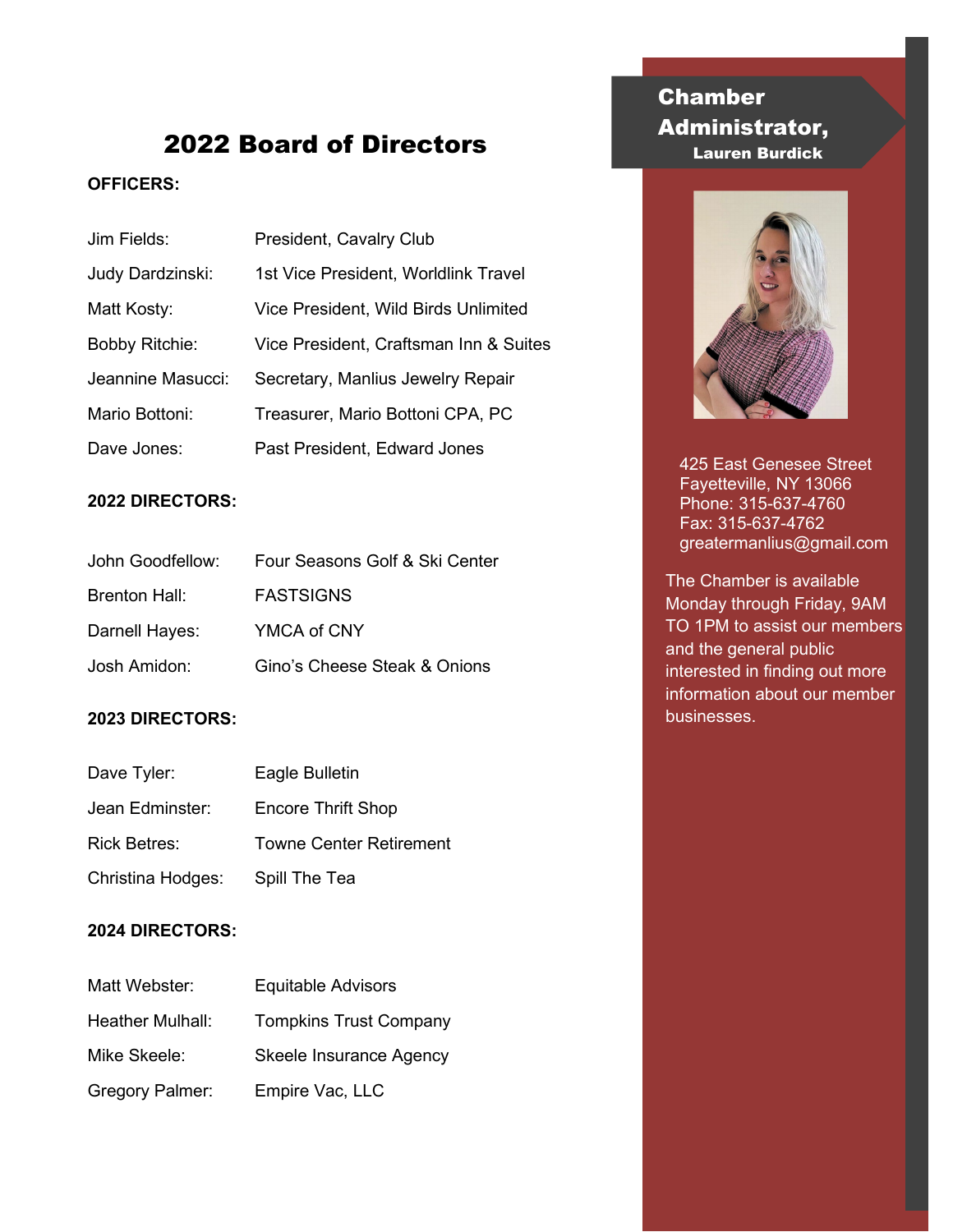# 2022 Board of Directors

**OFFICERS:**

| | |
|---|---|
| Jim Fields: | President, Cavalry Club |
| Judy Dardzinski: | 1st Vice President, Worldlink Travel |
| Matt Kosty: | Vice President, Wild Birds Unlimited |
| Bobby Ritchie: | Vice President, Craftsman Inn & Suites |
| Jeannine Masucci: | Secretary, Manlius Jewelry Repair |
| Mario Bottoni: | Treasurer, Mario Bottoni CPA, PC |
| Dave Jones: | Past President, Edward Jones |

**2022 DIRECTORS:**

| | |
|---|---|
| John Goodfellow: | Four Seasons Golf & Ski Center |
| Brenton Hall: | FASTSIGNS |
| Darnell Hayes: | YMCA of CNY |
| Josh Amidon: | Gino's Cheese Steak & Onions |

**2023 DIRECTORS:**

| | |
|---|---|
| Dave Tyler: | Eagle Bulletin |
| Jean Edminster: | Encore Thrift Shop |
| Rick Betres: | Towne Center Retirement |
| Christina Hodges: | Spill The Tea |

**2024 DIRECTORS:**

| | |
|---|---|
| Matt Webster: | Equitable Advisors |
| Heather Mulhall: | Tompkins Trust Company |
| Mike Skeele: | Skeele Insurance Agency |
| Gregory Palmer: | Empire Vac, LLC |

## Chamber Administrator,

**Lauren Burdick**

425 East Genesee Street
Fayetteville, NY 13066
Phone: 315-637-4760
Fax: 315-637-4762
greatermanlius@gmail.com

The Chamber is available Monday through Friday, 9AM TO 1PM to assist our members and the general public interested in finding out more information about our member businesses.